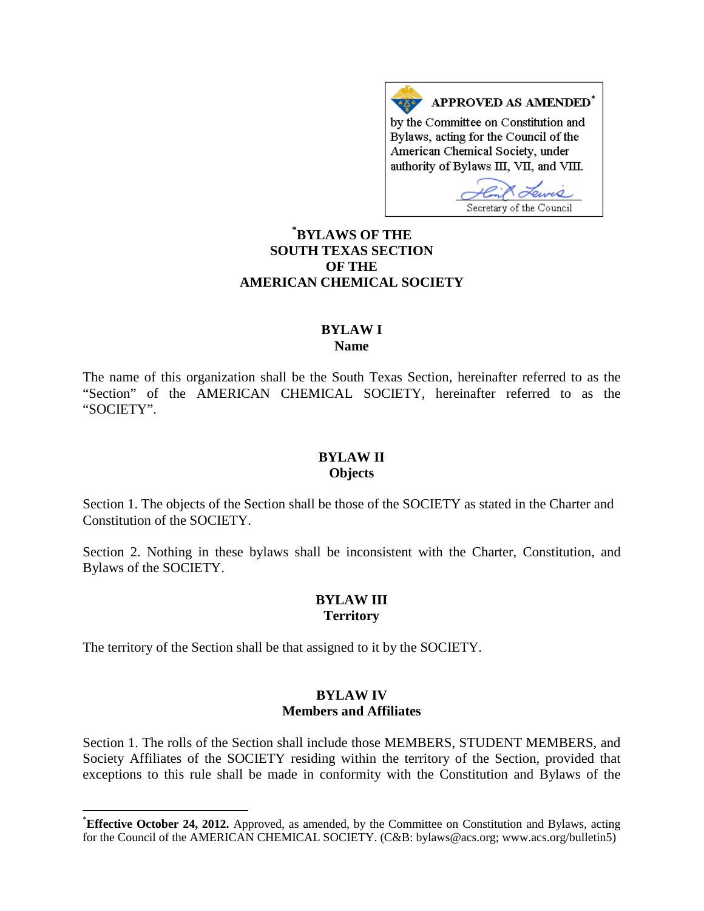**APPROVED AS AMENDED***

by the Committee on Constitution and Bylaws, acting for the Council of the American Chemical Society, under authority of Bylaws III, VII, and VIII.

Secretary of the Council

# *BYLAWS OF THE SOUTH TEXAS SECTION OF THE AMERICAN CHEMICAL SOCIETY

## BYLAW I
## Name

The name of this organization shall be the South Texas Section, hereinafter referred to as the "Section" of the AMERICAN CHEMICAL SOCIETY, hereinafter referred to as the "SOCIETY".

## BYLAW II
## Objects

Section 1. The objects of the Section shall be those of the SOCIETY as stated in the Charter and Constitution of the SOCIETY.

Section 2. Nothing in these bylaws shall be inconsistent with the Charter, Constitution, and Bylaws of the SOCIETY.

## BYLAW III
## Territory

The territory of the Section shall be that assigned to it by the SOCIETY.

## BYLAW IV
## Members and Affiliates

Section 1. The rolls of the Section shall include those MEMBERS, STUDENT MEMBERS, and Society Affiliates of the SOCIETY residing within the territory of the Section, provided that exceptions to this rule shall be made in conformity with the Constitution and Bylaws of the

---

***Effective October 24, 2012.** Approved, as amended, by the Committee on Constitution and Bylaws, acting for the Council of the AMERICAN CHEMICAL SOCIETY. (C&B: bylaws@acs.org; www.acs.org/bulletin5)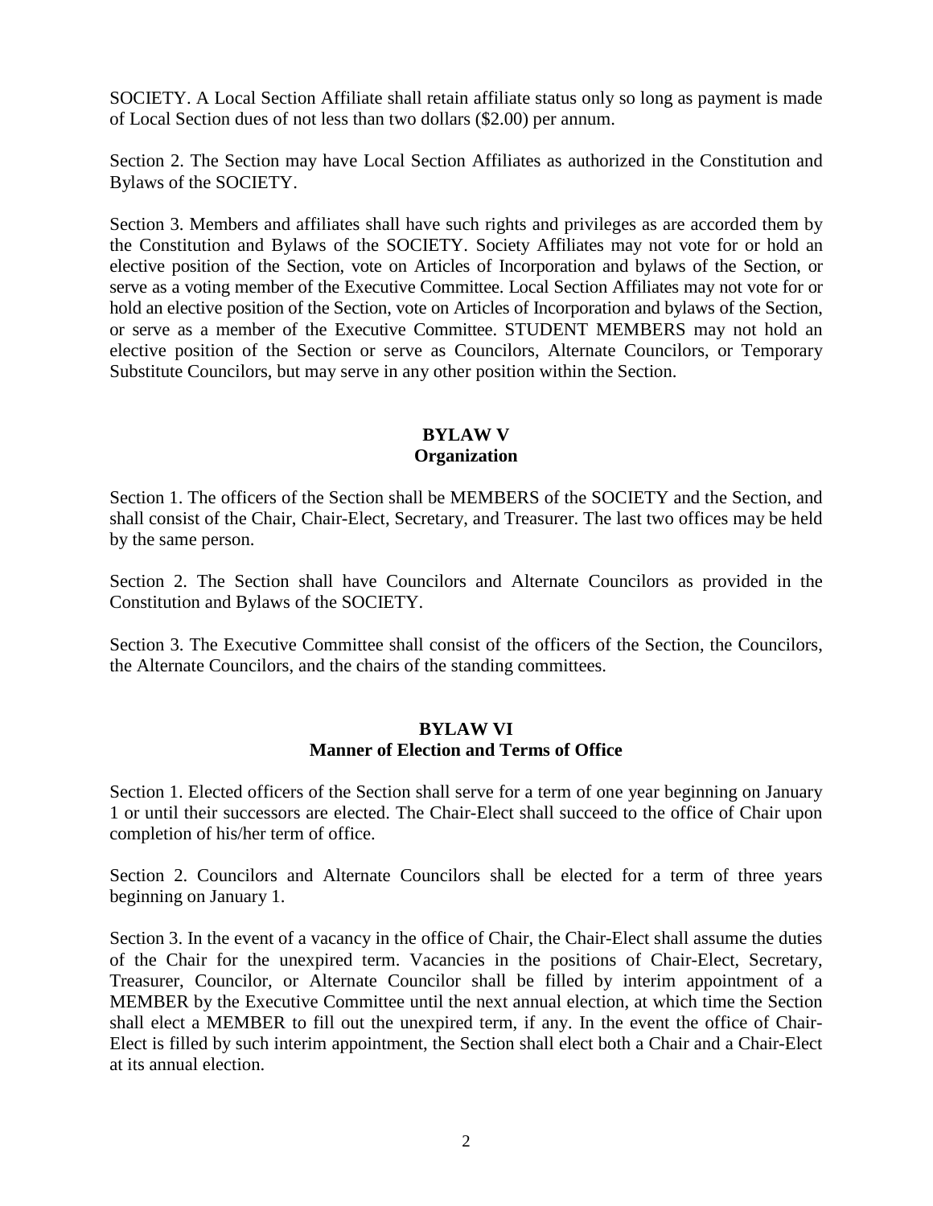SOCIETY. A Local Section Affiliate shall retain affiliate status only so long as payment is made of Local Section dues of not less than two dollars ($2.00) per annum.

Section 2. The Section may have Local Section Affiliates as authorized in the Constitution and Bylaws of the SOCIETY.

Section 3. Members and affiliates shall have such rights and privileges as are accorded them by the Constitution and Bylaws of the SOCIETY. Society Affiliates may not vote for or hold an elective position of the Section, vote on Articles of Incorporation and bylaws of the Section, or serve as a voting member of the Executive Committee. Local Section Affiliates may not vote for or hold an elective position of the Section, vote on Articles of Incorporation and bylaws of the Section, or serve as a member of the Executive Committee. STUDENT MEMBERS may not hold an elective position of the Section or serve as Councilors, Alternate Councilors, or Temporary Substitute Councilors, but may serve in any other position within the Section.

## BYLAW V
## Organization

Section 1. The officers of the Section shall be MEMBERS of the SOCIETY and the Section, and shall consist of the Chair, Chair-Elect, Secretary, and Treasurer. The last two offices may be held by the same person.

Section 2. The Section shall have Councilors and Alternate Councilors as provided in the Constitution and Bylaws of the SOCIETY.

Section 3. The Executive Committee shall consist of the officers of the Section, the Councilors, the Alternate Councilors, and the chairs of the standing committees.

## BYLAW VI
## Manner of Election and Terms of Office

Section 1. Elected officers of the Section shall serve for a term of one year beginning on January 1 or until their successors are elected. The Chair-Elect shall succeed to the office of Chair upon completion of his/her term of office.

Section 2. Councilors and Alternate Councilors shall be elected for a term of three years beginning on January 1.

Section 3. In the event of a vacancy in the office of Chair, the Chair-Elect shall assume the duties of the Chair for the unexpired term. Vacancies in the positions of Chair-Elect, Secretary, Treasurer, Councilor, or Alternate Councilor shall be filled by interim appointment of a MEMBER by the Executive Committee until the next annual election, at which time the Section shall elect a MEMBER to fill out the unexpired term, if any. In the event the office of Chair-Elect is filled by such interim appointment, the Section shall elect both a Chair and a Chair-Elect at its annual election.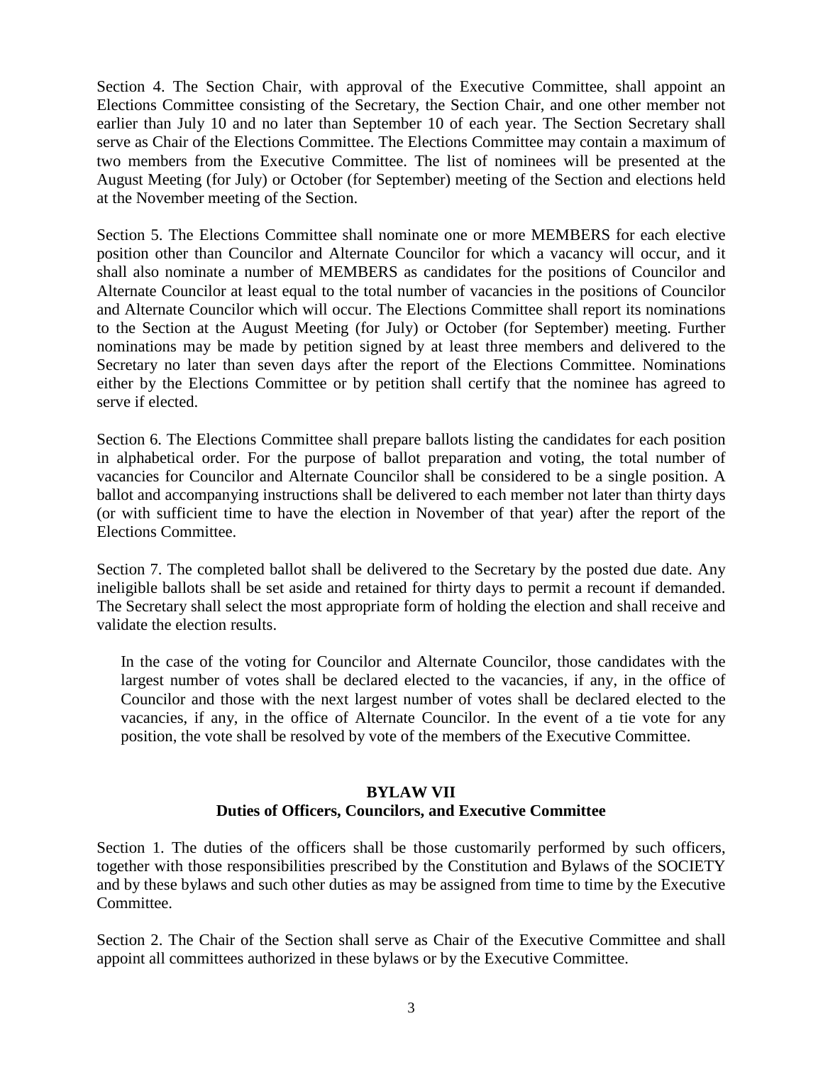Section 4. The Section Chair, with approval of the Executive Committee, shall appoint an Elections Committee consisting of the Secretary, the Section Chair, and one other member not earlier than July 10 and no later than September 10 of each year. The Section Secretary shall serve as Chair of the Elections Committee. The Elections Committee may contain a maximum of two members from the Executive Committee. The list of nominees will be presented at the August Meeting (for July) or October (for September) meeting of the Section and elections held at the November meeting of the Section.

Section 5. The Elections Committee shall nominate one or more MEMBERS for each elective position other than Councilor and Alternate Councilor for which a vacancy will occur, and it shall also nominate a number of MEMBERS as candidates for the positions of Councilor and Alternate Councilor at least equal to the total number of vacancies in the positions of Councilor and Alternate Councilor which will occur. The Elections Committee shall report its nominations to the Section at the August Meeting (for July) or October (for September) meeting. Further nominations may be made by petition signed by at least three members and delivered to the Secretary no later than seven days after the report of the Elections Committee. Nominations either by the Elections Committee or by petition shall certify that the nominee has agreed to serve if elected.

Section 6. The Elections Committee shall prepare ballots listing the candidates for each position in alphabetical order. For the purpose of ballot preparation and voting, the total number of vacancies for Councilor and Alternate Councilor shall be considered to be a single position. A ballot and accompanying instructions shall be delivered to each member not later than thirty days (or with sufficient time to have the election in November of that year) after the report of the Elections Committee.

Section 7. The completed ballot shall be delivered to the Secretary by the posted due date. Any ineligible ballots shall be set aside and retained for thirty days to permit a recount if demanded. The Secretary shall select the most appropriate form of holding the election and shall receive and validate the election results.

In the case of the voting for Councilor and Alternate Councilor, those candidates with the largest number of votes shall be declared elected to the vacancies, if any, in the office of Councilor and those with the next largest number of votes shall be declared elected to the vacancies, if any, in the office of Alternate Councilor. In the event of a tie vote for any position, the vote shall be resolved by vote of the members of the Executive Committee.

## BYLAW VII
## Duties of Officers, Councilors, and Executive Committee

Section 1. The duties of the officers shall be those customarily performed by such officers, together with those responsibilities prescribed by the Constitution and Bylaws of the SOCIETY and by these bylaws and such other duties as may be assigned from time to time by the Executive Committee.

Section 2. The Chair of the Section shall serve as Chair of the Executive Committee and shall appoint all committees authorized in these bylaws or by the Executive Committee.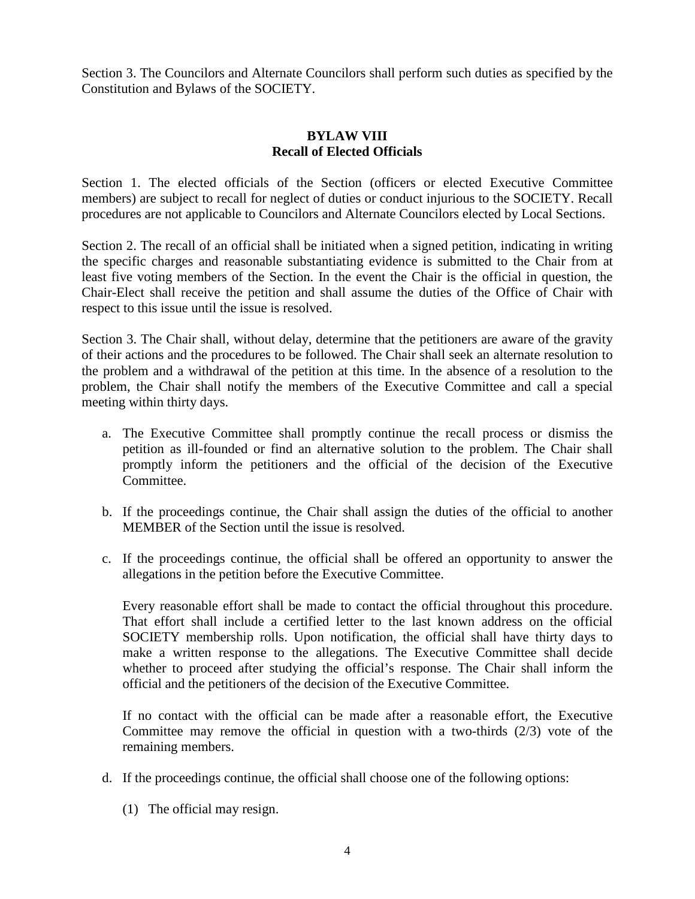Section 3. The Councilors and Alternate Councilors shall perform such duties as specified by the Constitution and Bylaws of the SOCIETY.

## BYLAW VIII
## Recall of Elected Officials

Section 1. The elected officials of the Section (officers or elected Executive Committee members) are subject to recall for neglect of duties or conduct injurious to the SOCIETY. Recall procedures are not applicable to Councilors and Alternate Councilors elected by Local Sections.

Section 2. The recall of an official shall be initiated when a signed petition, indicating in writing the specific charges and reasonable substantiating evidence is submitted to the Chair from at least five voting members of the Section. In the event the Chair is the official in question, the Chair-Elect shall receive the petition and shall assume the duties of the Office of Chair with respect to this issue until the issue is resolved.

Section 3. The Chair shall, without delay, determine that the petitioners are aware of the gravity of their actions and the procedures to be followed. The Chair shall seek an alternate resolution to the problem and a withdrawal of the petition at this time. In the absence of a resolution to the problem, the Chair shall notify the members of the Executive Committee and call a special meeting within thirty days.

a. The Executive Committee shall promptly continue the recall process or dismiss the petition as ill-founded or find an alternative solution to the problem. The Chair shall promptly inform the petitioners and the official of the decision of the Executive Committee.

b. If the proceedings continue, the Chair shall assign the duties of the official to another MEMBER of the Section until the issue is resolved.

c. If the proceedings continue, the official shall be offered an opportunity to answer the allegations in the petition before the Executive Committee.

   Every reasonable effort shall be made to contact the official throughout this procedure. That effort shall include a certified letter to the last known address on the official SOCIETY membership rolls. Upon notification, the official shall have thirty days to make a written response to the allegations. The Executive Committee shall decide whether to proceed after studying the official's response. The Chair shall inform the official and the petitioners of the decision of the Executive Committee.

   If no contact with the official can be made after a reasonable effort, the Executive Committee may remove the official in question with a two-thirds (2/3) vote of the remaining members.

d. If the proceedings continue, the official shall choose one of the following options:

   (1) The official may resign.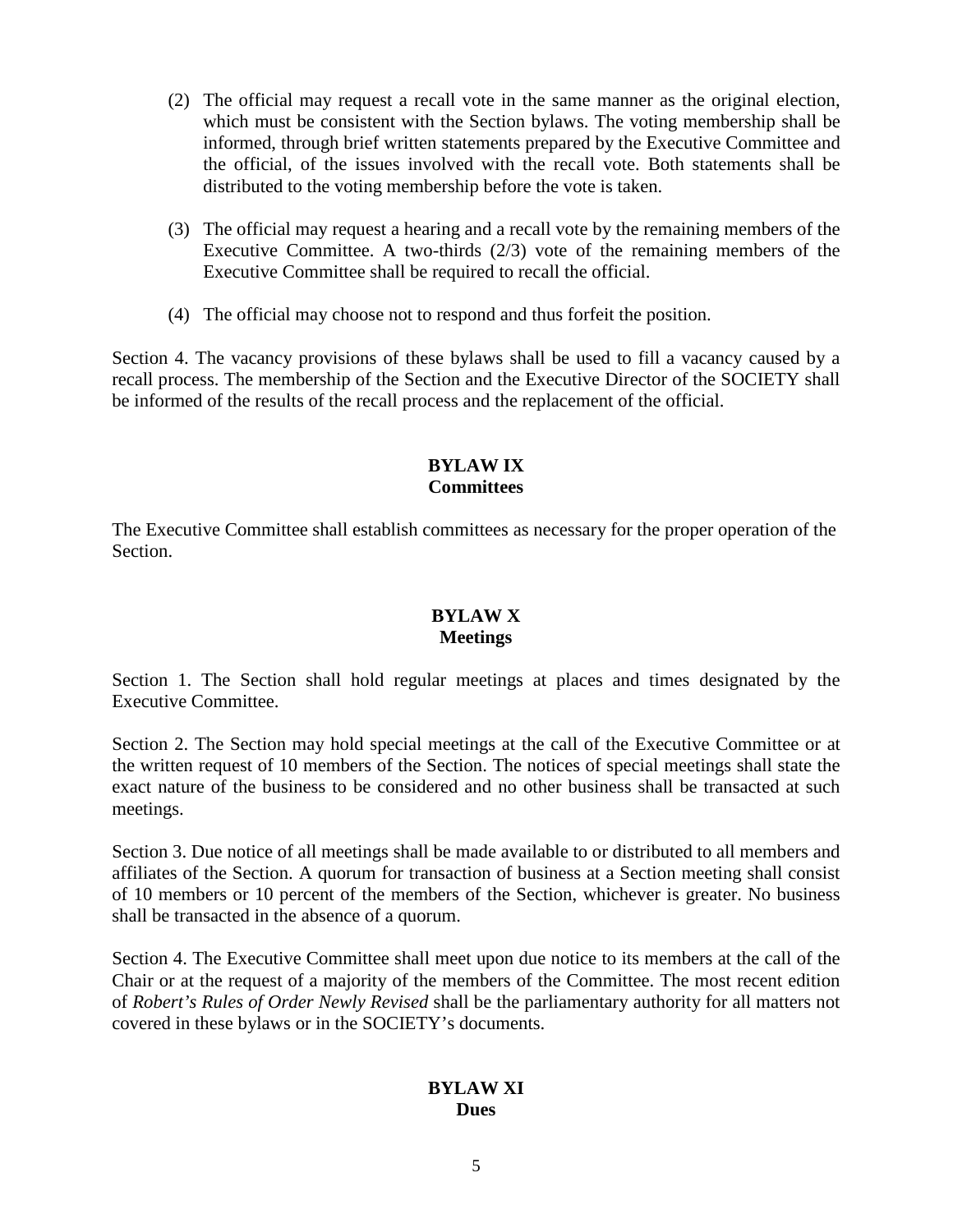(2) The official may request a recall vote in the same manner as the original election, which must be consistent with the Section bylaws. The voting membership shall be informed, through brief written statements prepared by the Executive Committee and the official, of the issues involved with the recall vote. Both statements shall be distributed to the voting membership before the vote is taken.

(3) The official may request a hearing and a recall vote by the remaining members of the Executive Committee. A two-thirds (2/3) vote of the remaining members of the Executive Committee shall be required to recall the official.

(4) The official may choose not to respond and thus forfeit the position.

Section 4. The vacancy provisions of these bylaws shall be used to fill a vacancy caused by a recall process. The membership of the Section and the Executive Director of the SOCIETY shall be informed of the results of the recall process and the replacement of the official.

## BYLAW IX
## Committees

The Executive Committee shall establish committees as necessary for the proper operation of the Section.

## BYLAW X
## Meetings

Section 1. The Section shall hold regular meetings at places and times designated by the Executive Committee.

Section 2. The Section may hold special meetings at the call of the Executive Committee or at the written request of 10 members of the Section. The notices of special meetings shall state the exact nature of the business to be considered and no other business shall be transacted at such meetings.

Section 3. Due notice of all meetings shall be made available to or distributed to all members and affiliates of the Section. A quorum for transaction of business at a Section meeting shall consist of 10 members or 10 percent of the members of the Section, whichever is greater. No business shall be transacted in the absence of a quorum.

Section 4. The Executive Committee shall meet upon due notice to its members at the call of the Chair or at the request of a majority of the members of the Committee. The most recent edition of *Robert's Rules of Order Newly Revised* shall be the parliamentary authority for all matters not covered in these bylaws or in the SOCIETY's documents.

## BYLAW XI
## Dues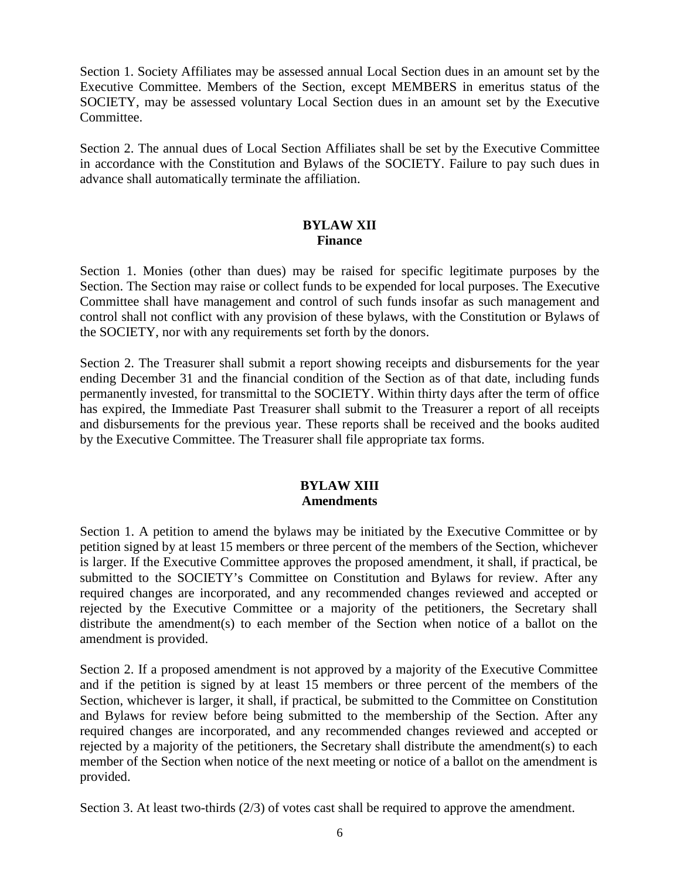Section 1. Society Affiliates may be assessed annual Local Section dues in an amount set by the Executive Committee. Members of the Section, except MEMBERS in emeritus status of the SOCIETY, may be assessed voluntary Local Section dues in an amount set by the Executive Committee.

Section 2. The annual dues of Local Section Affiliates shall be set by the Executive Committee in accordance with the Constitution and Bylaws of the SOCIETY. Failure to pay such dues in advance shall automatically terminate the affiliation.

## BYLAW XII
## Finance

Section 1. Monies (other than dues) may be raised for specific legitimate purposes by the Section. The Section may raise or collect funds to be expended for local purposes. The Executive Committee shall have management and control of such funds insofar as such management and control shall not conflict with any provision of these bylaws, with the Constitution or Bylaws of the SOCIETY, nor with any requirements set forth by the donors.

Section 2. The Treasurer shall submit a report showing receipts and disbursements for the year ending December 31 and the financial condition of the Section as of that date, including funds permanently invested, for transmittal to the SOCIETY. Within thirty days after the term of office has expired, the Immediate Past Treasurer shall submit to the Treasurer a report of all receipts and disbursements for the previous year. These reports shall be received and the books audited by the Executive Committee. The Treasurer shall file appropriate tax forms.

## BYLAW XIII
## Amendments

Section 1. A petition to amend the bylaws may be initiated by the Executive Committee or by petition signed by at least 15 members or three percent of the members of the Section, whichever is larger. If the Executive Committee approves the proposed amendment, it shall, if practical, be submitted to the SOCIETY's Committee on Constitution and Bylaws for review. After any required changes are incorporated, and any recommended changes reviewed and accepted or rejected by the Executive Committee or a majority of the petitioners, the Secretary shall distribute the amendment(s) to each member of the Section when notice of a ballot on the amendment is provided.

Section 2. If a proposed amendment is not approved by a majority of the Executive Committee and if the petition is signed by at least 15 members or three percent of the members of the Section, whichever is larger, it shall, if practical, be submitted to the Committee on Constitution and Bylaws for review before being submitted to the membership of the Section. After any required changes are incorporated, and any recommended changes reviewed and accepted or rejected by a majority of the petitioners, the Secretary shall distribute the amendment(s) to each member of the Section when notice of the next meeting or notice of a ballot on the amendment is provided.

Section 3. At least two-thirds (2/3) of votes cast shall be required to approve the amendment.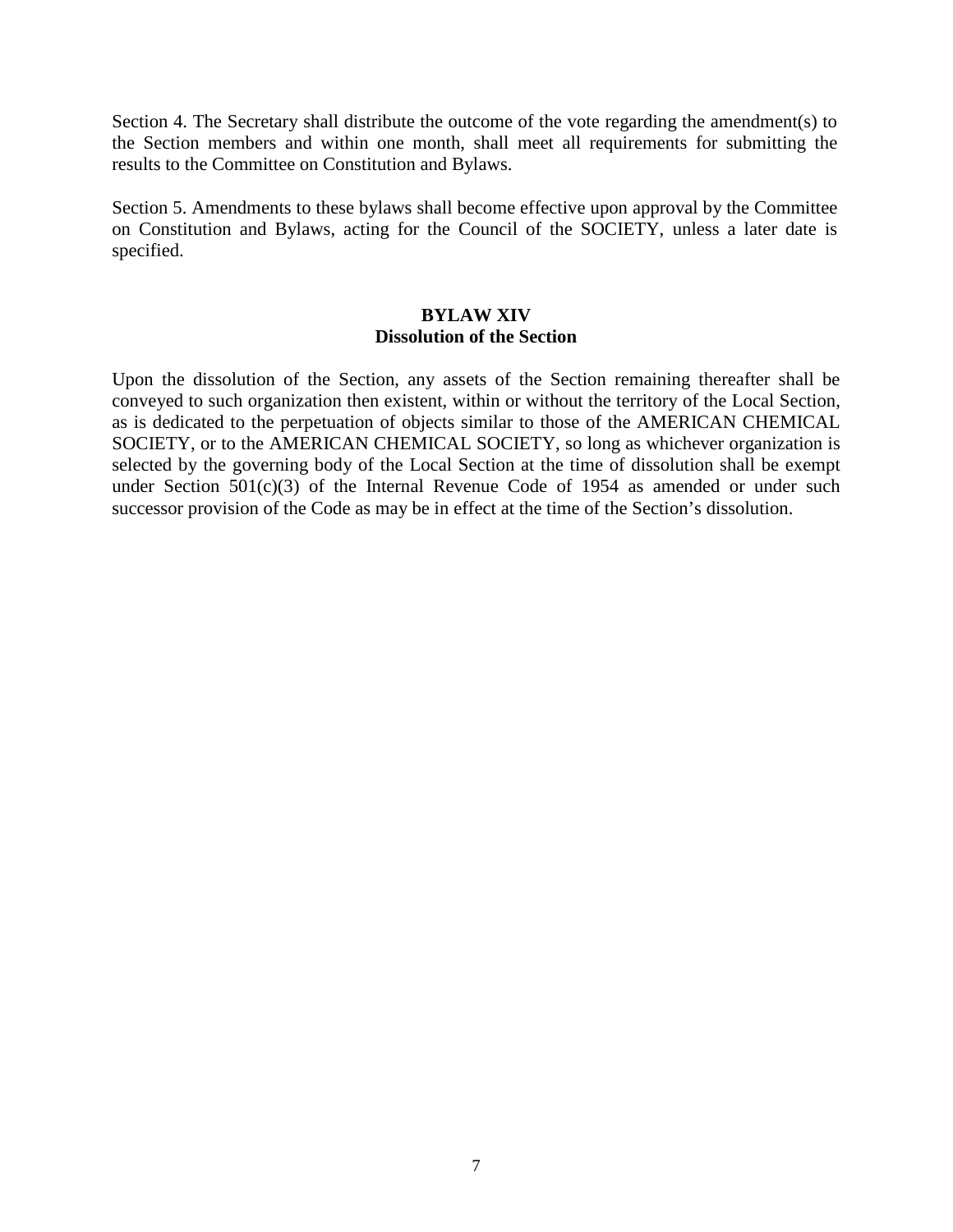Section 4. The Secretary shall distribute the outcome of the vote regarding the amendment(s) to the Section members and within one month, shall meet all requirements for submitting the results to the Committee on Constitution and Bylaws.

Section 5. Amendments to these bylaws shall become effective upon approval by the Committee on Constitution and Bylaws, acting for the Council of the SOCIETY, unless a later date is specified.

## BYLAW XIV
## Dissolution of the Section

Upon the dissolution of the Section, any assets of the Section remaining thereafter shall be conveyed to such organization then existent, within or without the territory of the Local Section, as is dedicated to the perpetuation of objects similar to those of the AMERICAN CHEMICAL SOCIETY, or to the AMERICAN CHEMICAL SOCIETY, so long as whichever organization is selected by the governing body of the Local Section at the time of dissolution shall be exempt under Section 501(c)(3) of the Internal Revenue Code of 1954 as amended or under such successor provision of the Code as may be in effect at the time of the Section's dissolution.